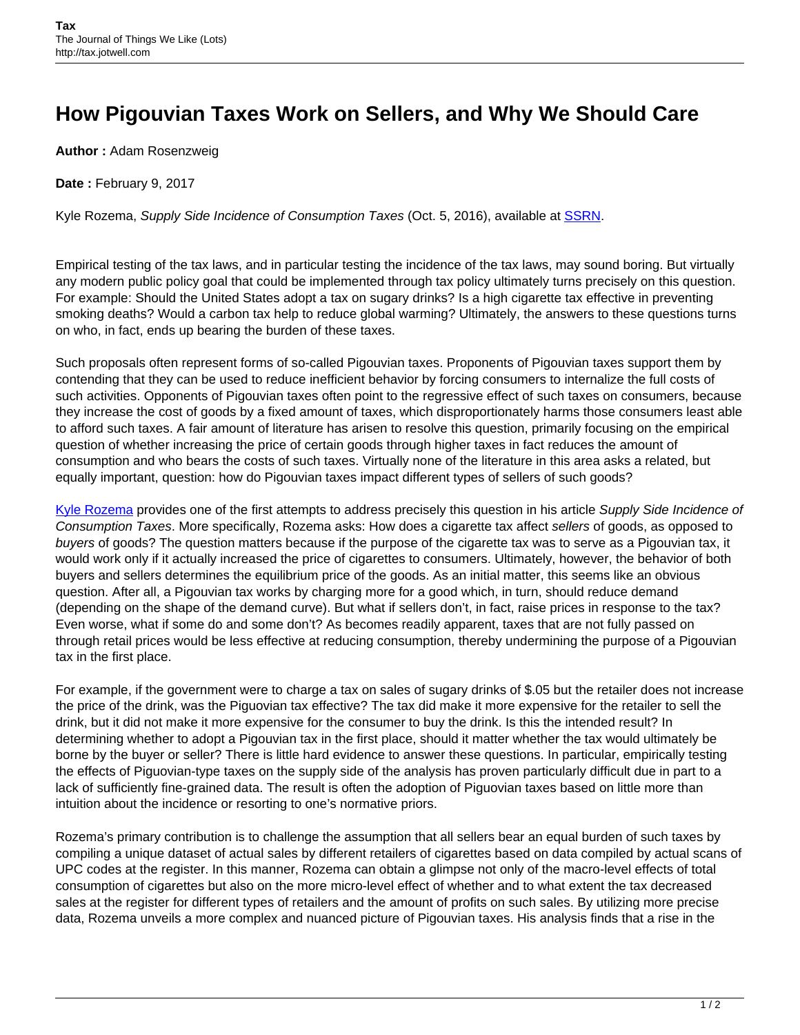# How Pigouvian Taxes Work on Sellers, and Why We Should Care

**Author :** Adam Rosenzweig

**Date :** February 9, 2017

Kyle Rozema, *Supply Side Incidence of Consumption Taxes* (Oct. 5, 2016), available at SSRN.

Empirical testing of the tax laws, and in particular testing the incidence of the tax laws, may sound boring. But virtually any modern public policy goal that could be implemented through tax policy ultimately turns precisely on this question. For example: Should the United States adopt a tax on sugary drinks? Is a high cigarette tax effective in preventing smoking deaths? Would a carbon tax help to reduce global warming? Ultimately, the answers to these questions turns on who, in fact, ends up bearing the burden of these taxes.

Such proposals often represent forms of so-called Pigouvian taxes. Proponents of Pigouvian taxes support them by contending that they can be used to reduce inefficient behavior by forcing consumers to internalize the full costs of such activities. Opponents of Pigouvian taxes often point to the regressive effect of such taxes on consumers, because they increase the cost of goods by a fixed amount of taxes, which disproportionately harms those consumers least able to afford such taxes. A fair amount of literature has arisen to resolve this question, primarily focusing on the empirical question of whether increasing the price of certain goods through higher taxes in fact reduces the amount of consumption and who bears the costs of such taxes. Virtually none of the literature in this area asks a related, but equally important, question: how do Pigouvian taxes impact different types of sellers of such goods?

Kyle Rozema provides one of the first attempts to address precisely this question in his article *Supply Side Incidence of Consumption Taxes*. More specifically, Rozema asks: How does a cigarette tax affect *sellers* of goods, as opposed to *buyers* of goods? The question matters because if the purpose of the cigarette tax was to serve as a Pigouvian tax, it would work only if it actually increased the price of cigarettes to consumers. Ultimately, however, the behavior of both buyers and sellers determines the equilibrium price of the goods. As an initial matter, this seems like an obvious question. After all, a Pigouvian tax works by charging more for a good which, in turn, should reduce demand (depending on the shape of the demand curve). But what if sellers don't, in fact, raise prices in response to the tax? Even worse, what if some do and some don't? As becomes readily apparent, taxes that are not fully passed on through retail prices would be less effective at reducing consumption, thereby undermining the purpose of a Pigouvian tax in the first place.

For example, if the government were to charge a tax on sales of sugary drinks of $.05 but the retailer does not increase the price of the drink, was the Piguovian tax effective? The tax did make it more expensive for the retailer to sell the drink, but it did not make it more expensive for the consumer to buy the drink. Is this the intended result? In determining whether to adopt a Pigouvian tax in the first place, should it matter whether the tax would ultimately be borne by the buyer or seller? There is little hard evidence to answer these questions. In particular, empirically testing the effects of Piguovian-type taxes on the supply side of the analysis has proven particularly difficult due in part to a lack of sufficiently fine-grained data. The result is often the adoption of Piguovian taxes based on little more than intuition about the incidence or resorting to one's normative priors.

Rozema's primary contribution is to challenge the assumption that all sellers bear an equal burden of such taxes by compiling a unique dataset of actual sales by different retailers of cigarettes based on data compiled by actual scans of UPC codes at the register. In this manner, Rozema can obtain a glimpse not only of the macro-level effects of total consumption of cigarettes but also on the more micro-level effect of whether and to what extent the tax decreased sales at the register for different types of retailers and the amount of profits on such sales. By utilizing more precise data, Rozema unveils a more complex and nuanced picture of Pigouvian taxes. His analysis finds that a rise in the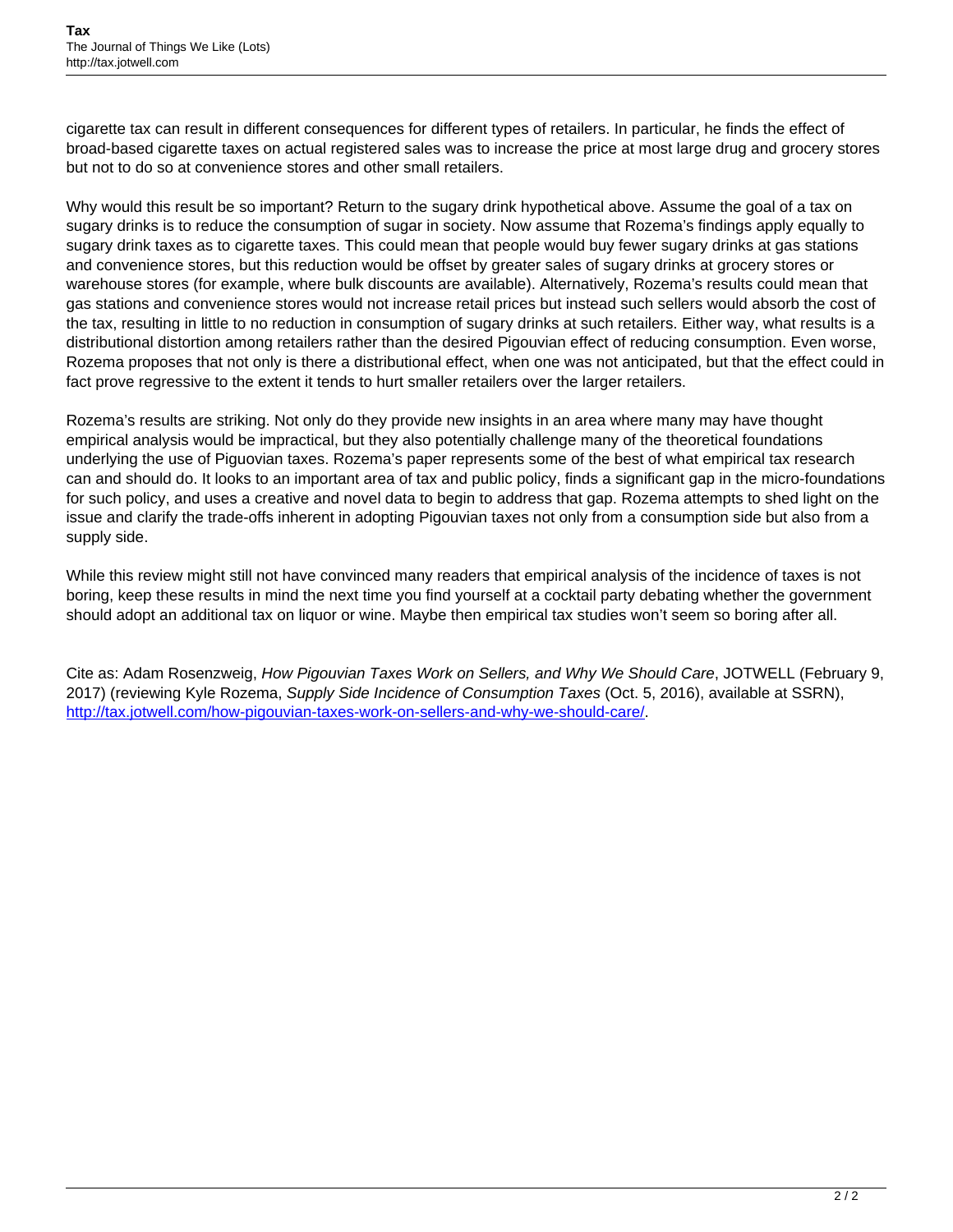cigarette tax can result in different consequences for different types of retailers. In particular, he finds the effect of broad-based cigarette taxes on actual registered sales was to increase the price at most large drug and grocery stores but not to do so at convenience stores and other small retailers.

Why would this result be so important? Return to the sugary drink hypothetical above. Assume the goal of a tax on sugary drinks is to reduce the consumption of sugar in society. Now assume that Rozema's findings apply equally to sugary drink taxes as to cigarette taxes. This could mean that people would buy fewer sugary drinks at gas stations and convenience stores, but this reduction would be offset by greater sales of sugary drinks at grocery stores or warehouse stores (for example, where bulk discounts are available). Alternatively, Rozema's results could mean that gas stations and convenience stores would not increase retail prices but instead such sellers would absorb the cost of the tax, resulting in little to no reduction in consumption of sugary drinks at such retailers. Either way, what results is a distributional distortion among retailers rather than the desired Pigouvian effect of reducing consumption. Even worse, Rozema proposes that not only is there a distributional effect, when one was not anticipated, but that the effect could in fact prove regressive to the extent it tends to hurt smaller retailers over the larger retailers.

Rozema's results are striking. Not only do they provide new insights in an area where many may have thought empirical analysis would be impractical, but they also potentially challenge many of the theoretical foundations underlying the use of Piguovian taxes. Rozema's paper represents some of the best of what empirical tax research can and should do. It looks to an important area of tax and public policy, finds a significant gap in the micro-foundations for such policy, and uses a creative and novel data to begin to address that gap. Rozema attempts to shed light on the issue and clarify the trade-offs inherent in adopting Pigouvian taxes not only from a consumption side but also from a supply side.

While this review might still not have convinced many readers that empirical analysis of the incidence of taxes is not boring, keep these results in mind the next time you find yourself at a cocktail party debating whether the government should adopt an additional tax on liquor or wine. Maybe then empirical tax studies won't seem so boring after all.

Cite as: Adam Rosenzweig, *How Pigouvian Taxes Work on Sellers, and Why We Should Care*, JOTWELL (February 9, 2017) (reviewing Kyle Rozema, *Supply Side Incidence of Consumption Taxes* (Oct. 5, 2016), available at SSRN), http://tax.jotwell.com/how-pigouvian-taxes-work-on-sellers-and-why-we-should-care/.